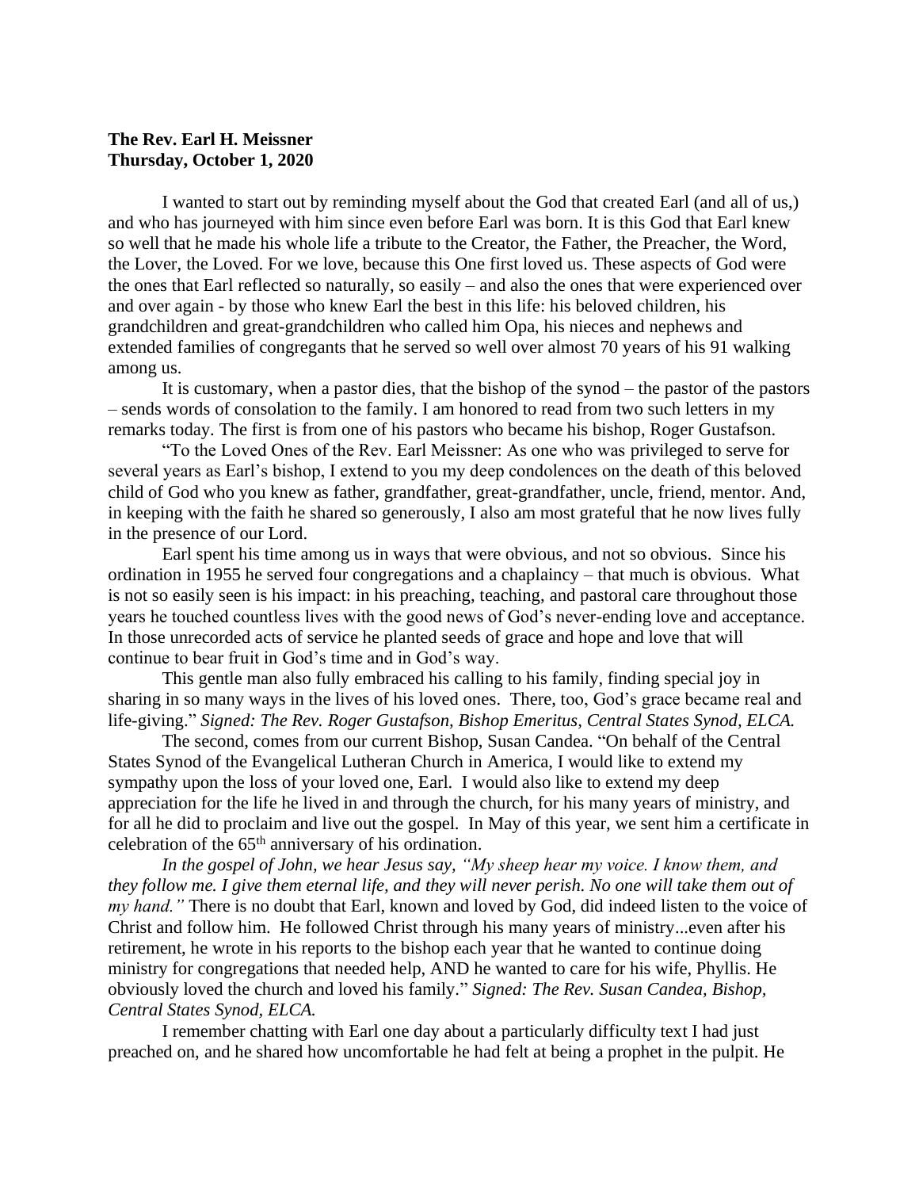**The Rev. Earl H. Meissner**
**Thursday, October 1, 2020**

I wanted to start out by reminding myself about the God that created Earl (and all of us,) and who has journeyed with him since even before Earl was born. It is this God that Earl knew so well that he made his whole life a tribute to the Creator, the Father, the Preacher, the Word, the Lover, the Loved. For we love, because this One first loved us. These aspects of God were the ones that Earl reflected so naturally, so easily – and also the ones that were experienced over and over again - by those who knew Earl the best in this life: his beloved children, his grandchildren and great-grandchildren who called him Opa, his nieces and nephews and extended families of congregants that he served so well over almost 70 years of his 91 walking among us.

It is customary, when a pastor dies, that the bishop of the synod – the pastor of the pastors – sends words of consolation to the family. I am honored to read from two such letters in my remarks today. The first is from one of his pastors who became his bishop, Roger Gustafson.

"To the Loved Ones of the Rev. Earl Meissner: As one who was privileged to serve for several years as Earl's bishop, I extend to you my deep condolences on the death of this beloved child of God who you knew as father, grandfather, great-grandfather, uncle, friend, mentor. And, in keeping with the faith he shared so generously, I also am most grateful that he now lives fully in the presence of our Lord.

Earl spent his time among us in ways that were obvious, and not so obvious. Since his ordination in 1955 he served four congregations and a chaplaincy – that much is obvious. What is not so easily seen is his impact: in his preaching, teaching, and pastoral care throughout those years he touched countless lives with the good news of God's never-ending love and acceptance. In those unrecorded acts of service he planted seeds of grace and hope and love that will continue to bear fruit in God's time and in God's way.

This gentle man also fully embraced his calling to his family, finding special joy in sharing in so many ways in the lives of his loved ones. There, too, God's grace became real and life-giving." *Signed: The Rev. Roger Gustafson, Bishop Emeritus, Central States Synod, ELCA.*

The second, comes from our current Bishop, Susan Candea. "On behalf of the Central States Synod of the Evangelical Lutheran Church in America, I would like to extend my sympathy upon the loss of your loved one, Earl. I would also like to extend my deep appreciation for the life he lived in and through the church, for his many years of ministry, and for all he did to proclaim and live out the gospel. In May of this year, we sent him a certificate in celebration of the 65th anniversary of his ordination.

*In the gospel of John, we hear Jesus say, "My sheep hear my voice. I know them, and they follow me. I give them eternal life, and they will never perish. No one will take them out of my hand."* There is no doubt that Earl, known and loved by God, did indeed listen to the voice of Christ and follow him. He followed Christ through his many years of ministry...even after his retirement, he wrote in his reports to the bishop each year that he wanted to continue doing ministry for congregations that needed help, AND he wanted to care for his wife, Phyllis. He obviously loved the church and loved his family." *Signed: The Rev. Susan Candea, Bishop, Central States Synod, ELCA.*

I remember chatting with Earl one day about a particularly difficulty text I had just preached on, and he shared how uncomfortable he had felt at being a prophet in the pulpit. He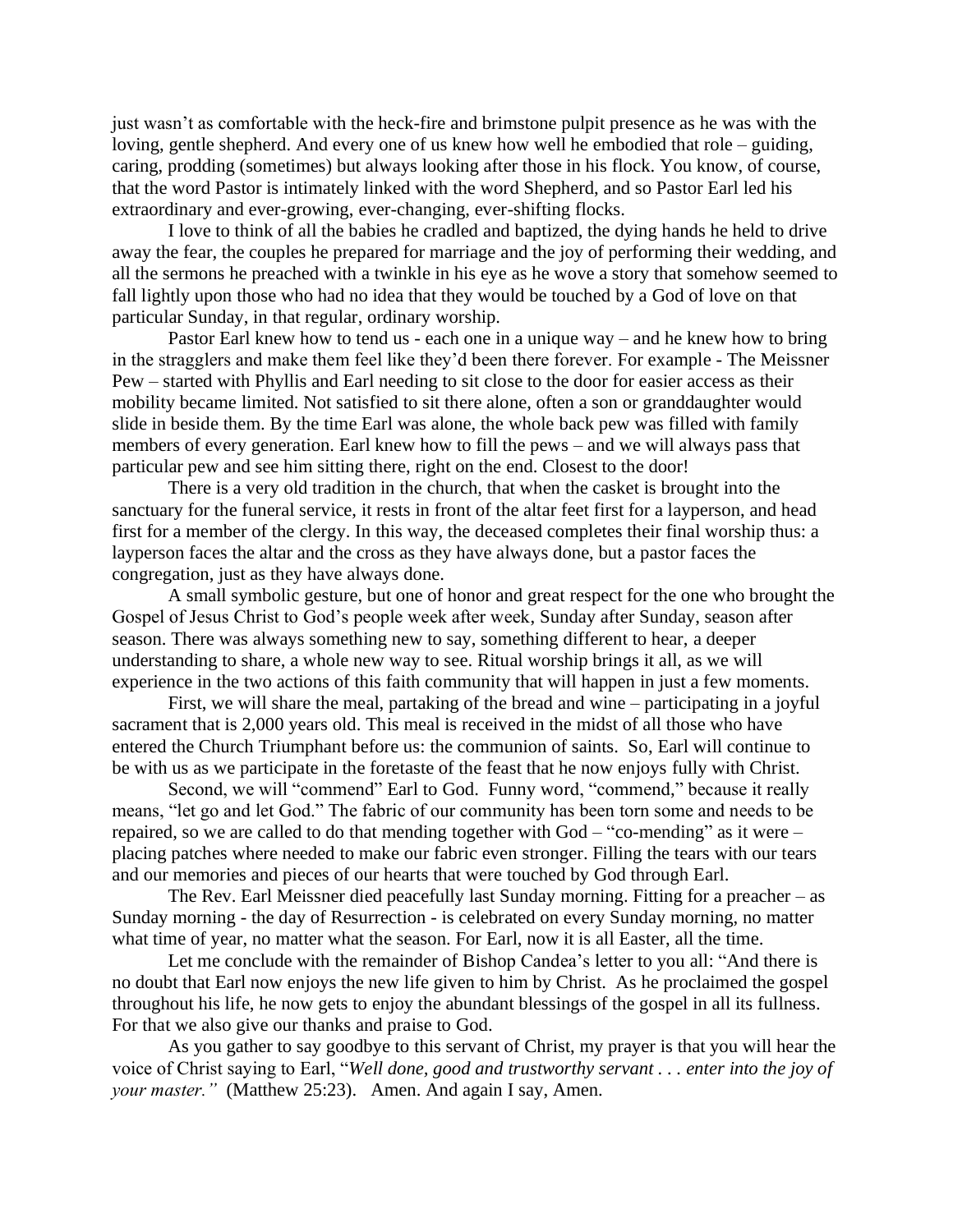just wasn't as comfortable with the heck-fire and brimstone pulpit presence as he was with the loving, gentle shepherd. And every one of us knew how well he embodied that role – guiding, caring, prodding (sometimes) but always looking after those in his flock. You know, of course, that the word Pastor is intimately linked with the word Shepherd, and so Pastor Earl led his extraordinary and ever-growing, ever-changing, ever-shifting flocks.

I love to think of all the babies he cradled and baptized, the dying hands he held to drive away the fear, the couples he prepared for marriage and the joy of performing their wedding, and all the sermons he preached with a twinkle in his eye as he wove a story that somehow seemed to fall lightly upon those who had no idea that they would be touched by a God of love on that particular Sunday, in that regular, ordinary worship.

Pastor Earl knew how to tend us - each one in a unique way – and he knew how to bring in the stragglers and make them feel like they'd been there forever. For example - The Meissner Pew – started with Phyllis and Earl needing to sit close to the door for easier access as their mobility became limited. Not satisfied to sit there alone, often a son or granddaughter would slide in beside them. By the time Earl was alone, the whole back pew was filled with family members of every generation. Earl knew how to fill the pews – and we will always pass that particular pew and see him sitting there, right on the end. Closest to the door!

There is a very old tradition in the church, that when the casket is brought into the sanctuary for the funeral service, it rests in front of the altar feet first for a layperson, and head first for a member of the clergy. In this way, the deceased completes their final worship thus: a layperson faces the altar and the cross as they have always done, but a pastor faces the congregation, just as they have always done.

A small symbolic gesture, but one of honor and great respect for the one who brought the Gospel of Jesus Christ to God's people week after week, Sunday after Sunday, season after season. There was always something new to say, something different to hear, a deeper understanding to share, a whole new way to see. Ritual worship brings it all, as we will experience in the two actions of this faith community that will happen in just a few moments.

First, we will share the meal, partaking of the bread and wine – participating in a joyful sacrament that is 2,000 years old. This meal is received in the midst of all those who have entered the Church Triumphant before us: the communion of saints. So, Earl will continue to be with us as we participate in the foretaste of the feast that he now enjoys fully with Christ.

Second, we will "commend" Earl to God. Funny word, "commend," because it really means, "let go and let God." The fabric of our community has been torn some and needs to be repaired, so we are called to do that mending together with God – "co-mending" as it were – placing patches where needed to make our fabric even stronger. Filling the tears with our tears and our memories and pieces of our hearts that were touched by God through Earl.

The Rev. Earl Meissner died peacefully last Sunday morning. Fitting for a preacher – as Sunday morning - the day of Resurrection - is celebrated on every Sunday morning, no matter what time of year, no matter what the season. For Earl, now it is all Easter, all the time.

Let me conclude with the remainder of Bishop Candea's letter to you all: "And there is no doubt that Earl now enjoys the new life given to him by Christ. As he proclaimed the gospel throughout his life, he now gets to enjoy the abundant blessings of the gospel in all its fullness. For that we also give our thanks and praise to God.

As you gather to say goodbye to this servant of Christ, my prayer is that you will hear the voice of Christ saying to Earl, "*Well done, good and trustworthy servant . . . enter into the joy of your master."* (Matthew 25:23). Amen. And again I say, Amen.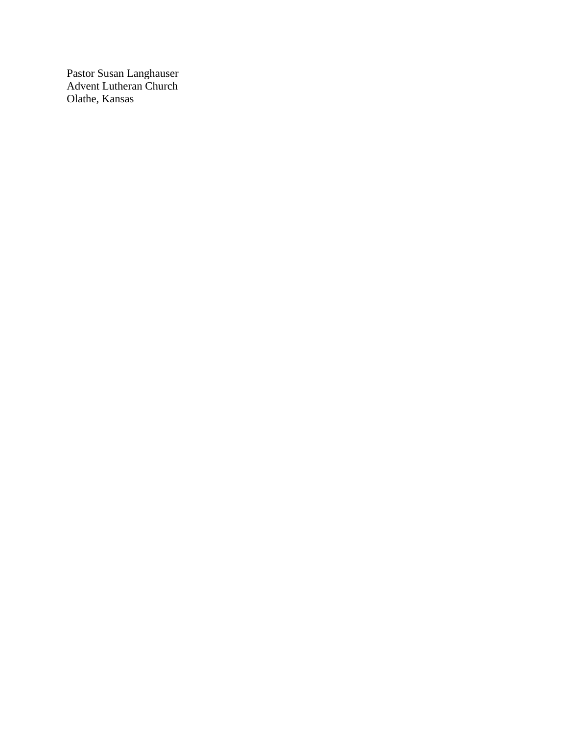Pastor Susan Langhauser
Advent Lutheran Church
Olathe, Kansas